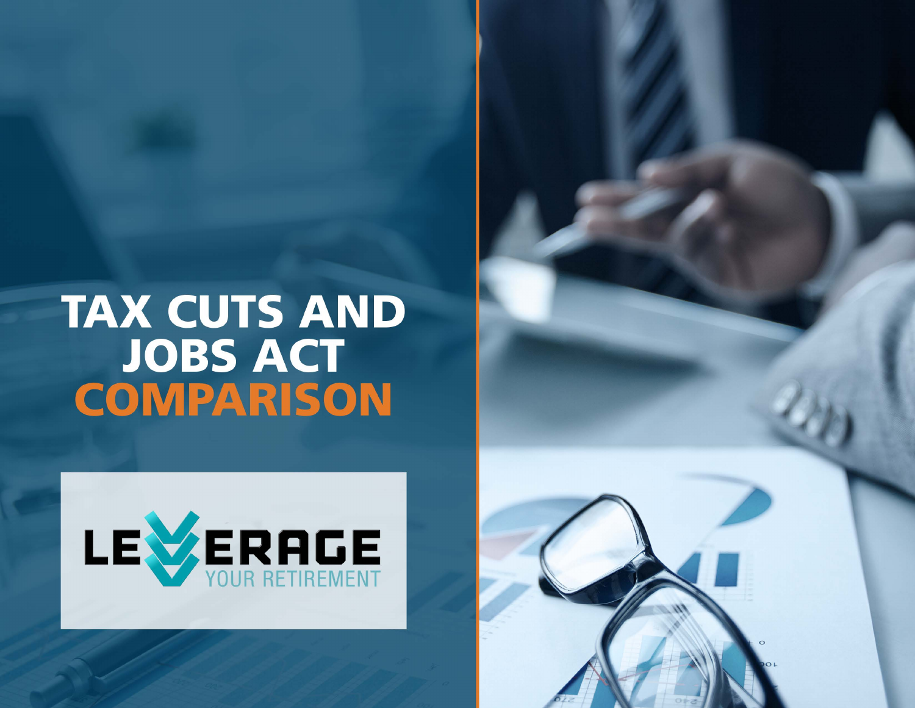# TAX CUTS AND JOBS ACT COMPARISON

LEVERAGE YOUR RETIREMENT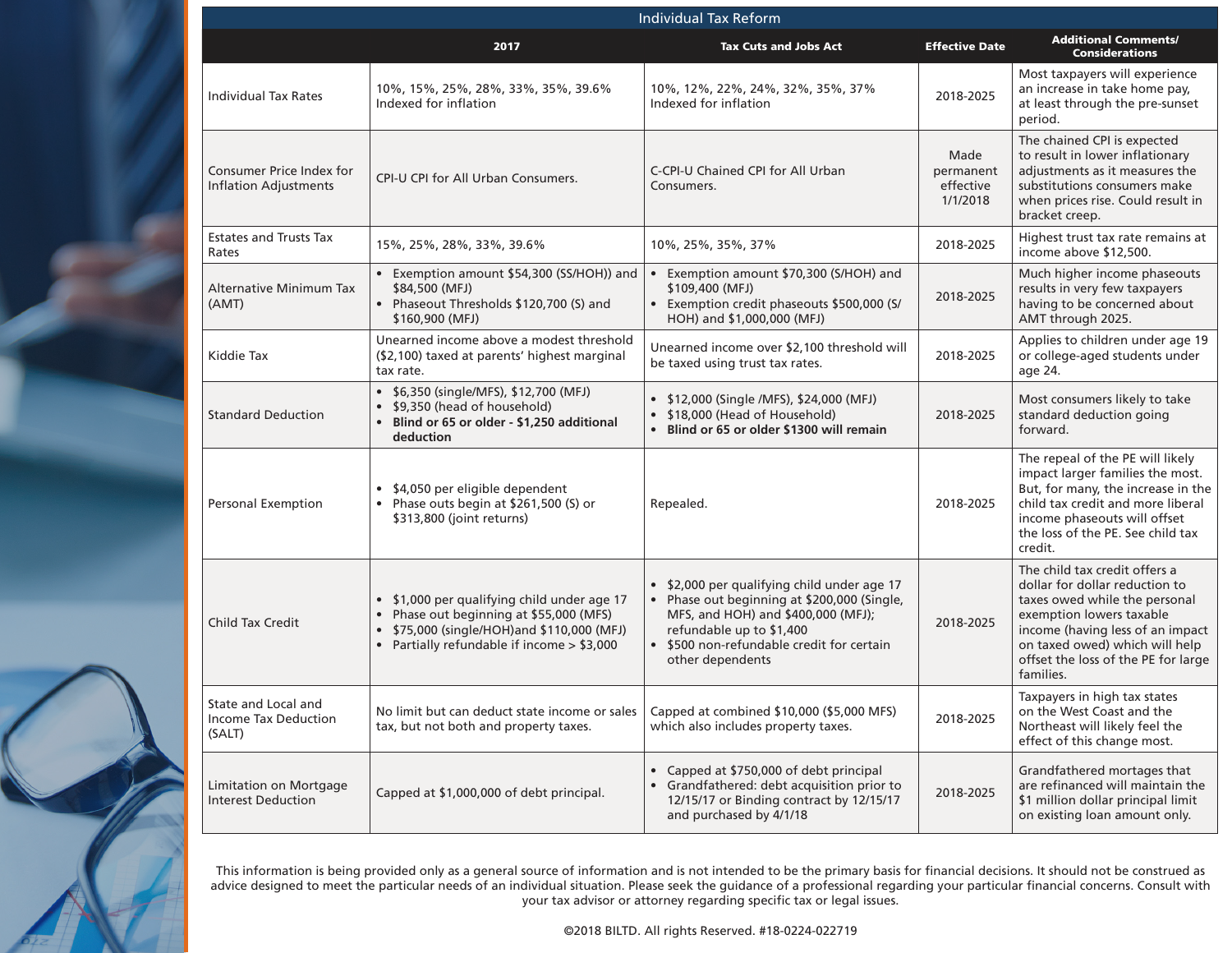| Individual Tax Reform | | | | |
|---|---|---|---|---|
| | **2017** | **Tax Cuts and Jobs Act** | **Effective Date** | **Additional Comments/ Considerations** |
| Individual Tax Rates | 10%, 15%, 25%, 28%, 33%, 35%, 39.6% Indexed for inflation | 10%, 12%, 22%, 24%, 32%, 35%, 37% Indexed for inflation | 2018-2025 | Most taxpayers will experience an increase in take home pay, at least through the pre-sunset period. |
| Consumer Price Index for Inflation Adjustments | CPI-U CPI for All Urban Consumers. | C-CPI-U Chained CPI for All Urban Consumers. | Made permanent effective 1/1/2018 | The chained CPI is expected to result in lower inflationary adjustments as it measures the substitutions consumers make when prices rise. Could result in bracket creep. |
| Estates and Trusts Tax Rates | 15%, 25%, 28%, 33%, 39.6% | 10%, 25%, 35%, 37% | 2018-2025 | Highest trust tax rate remains at income above $12,500. |
| Alternative Minimum Tax (AMT) | • Exemption amount $54,300 (SS/HOH)) and $84,500 (MFJ)<br>• Phaseout Thresholds $120,700 (S) and $160,900 (MFJ) | • Exemption amount $70,300 (S/HOH) and $109,400 (MFJ)<br>• Exemption credit phaseouts $500,000 (S/HOH) and $1,000,000 (MFJ) | 2018-2025 | Much higher income phaseouts results in very few taxpayers having to be concerned about AMT through 2025. |
| Kiddie Tax | Unearned income above a modest threshold ($2,100) taxed at parents' highest marginal tax rate. | Unearned income over $2,100 threshold will be taxed using trust tax rates. | 2018-2025 | Applies to children under age 19 or college-aged students under age 24. |
| Standard Deduction | • $6,350 (single/MFS), $12,700 (MFJ)<br>• $9,350 (head of household)<br>• **Blind or 65 or older - $1,250 additional deduction** | • $12,000 (Single /MFS), $24,000 (MFJ)<br>• $18,000 (Head of Household)<br>• **Blind or 65 or older $1300 will remain** | 2018-2025 | Most consumers likely to take standard deduction going forward. |
| Personal Exemption | • $4,050 per eligible dependent<br>• Phase outs begin at $261,500 (S) or $313,800 (joint returns) | Repealed. | 2018-2025 | The repeal of the PE will likely impact larger families the most. But, for many, the increase in the child tax credit and more liberal income phaseouts will offset the loss of the PE. See child tax credit. |
| Child Tax Credit | • $1,000 per qualifying child under age 17<br>• Phase out beginning at $55,000 (MFS)<br>• $75,000 (single/HOH)and $110,000 (MFJ)<br>• Partially refundable if income > $3,000 | • $2,000 per qualifying child under age 17<br>• Phase out beginning at $200,000 (Single, MFS, and HOH) and $400,000 (MFJ); refundable up to $1,400<br>• $500 non-refundable credit for certain other dependents | 2018-2025 | The child tax credit offers a dollar for dollar reduction to taxes owed while the personal exemption lowers taxable income (having less of an impact on taxed owed) which will help offset the loss of the PE for large families. |
| State and Local and Income Tax Deduction (SALT) | No limit but can deduct state income or sales tax, but not both and property taxes. | Capped at combined $10,000 ($5,000 MFS) which also includes property taxes. | 2018-2025 | Taxpayers in high tax states on the West Coast and the Northeast will likely feel the effect of this change most. |
| Limitation on Mortgage Interest Deduction | Capped at $1,000,000 of debt principal. | • Capped at $750,000 of debt principal<br>• Grandfathered: debt acquisition prior to 12/15/17 or Binding contract by 12/15/17 and purchased by 4/1/18 | 2018-2025 | Grandfathered mortages that are refinanced will maintain the $1 million dollar principal limit on existing loan amount only. |

This information is being provided only as a general source of information and is not intended to be the primary basis for financial decisions. It should not be construed as advice designed to meet the particular needs of an individual situation. Please seek the guidance of a professional regarding your particular financial concerns. Consult with your tax advisor or attorney regarding specific tax or legal issues.

©2018 BILTD. All rights Reserved. #18-0224-022719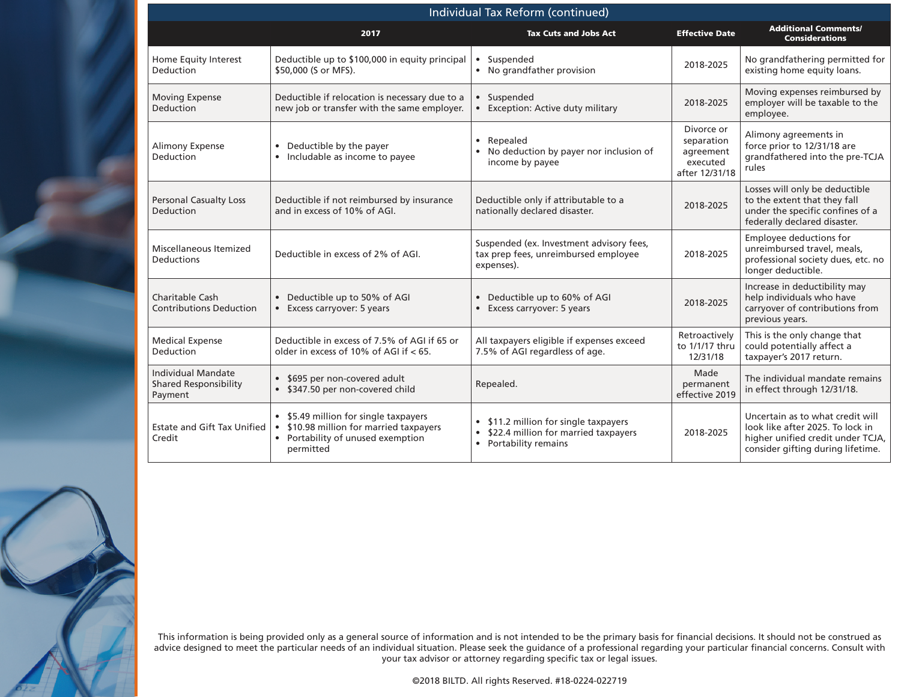## Individual Tax Reform (continued)

| | 2017 | Tax Cuts and Jobs Act | Effective Date | Additional Comments/ Considerations |
|---|---|---|---|---|
| Home Equity Interest Deduction | Deductible up to $100,000 in equity principal $50,000 (S or MFS). | • Suspended<br>• No grandfather provision | 2018-2025 | No grandfathering permitted for existing home equity loans. |
| Moving Expense Deduction | Deductible if relocation is necessary due to a new job or transfer with the same employer. | • Suspended<br>• Exception: Active duty military | 2018-2025 | Moving expenses reimbursed by employer will be taxable to the employee. |
| Alimony Expense Deduction | • Deductible by the payer<br>• Includable as income to payee | • Repealed<br>• No deduction by payer nor inclusion of income by payee | Divorce or separation agreement executed after 12/31/18 | Alimony agreements in force prior to 12/31/18 are grandfathered into the pre-TCJA rules |
| Personal Casualty Loss Deduction | Deductible if not reimbursed by insurance and in excess of 10% of AGI. | Deductible only if attributable to a nationally declared disaster. | 2018-2025 | Losses will only be deductible to the extent that they fall under the specific confines of a federally declared disaster. |
| Miscellaneous Itemized Deductions | Deductible in excess of 2% of AGI. | Suspended (ex. Investment advisory fees, tax prep fees, unreimbursed employee expenses). | 2018-2025 | Employee deductions for unreimbursed travel, meals, professional society dues, etc. no longer deductible. |
| Charitable Cash Contributions Deduction | • Deductible up to 50% of AGI<br>• Excess carryover: 5 years | • Deductible up to 60% of AGI<br>• Excess carryover: 5 years | 2018-2025 | Increase in deductibility may help individuals who have carryover of contributions from previous years. |
| Medical Expense Deduction | Deductible in excess of 7.5% of AGI if 65 or older in excess of 10% of AGI if < 65. | All taxpayers eligible if expenses exceed 7.5% of AGI regardless of age. | Retroactively to 1/1/17 thru 12/31/18 | This is the only change that could potentially affect a taxpayer's 2017 return. |
| Individual Mandate Shared Responsibility Payment | • $695 per non-covered adult<br>• $347.50 per non-covered child | Repealed. | Made permanent effective 2019 | The individual mandate remains in effect through 12/31/18. |
| Estate and Gift Tax Unified Credit | • $5.49 million for single taxpayers<br>• $10.98 million for married taxpayers<br>• Portability of unused exemption permitted | • $11.2 million for single taxpayers<br>• $22.4 million for married taxpayers<br>• Portability remains | 2018-2025 | Uncertain as to what credit will look like after 2025. To lock in higher unified credit under TCJA, consider gifting during lifetime. |

This information is being provided only as a general source of information and is not intended to be the primary basis for financial decisions. It should not be construed as advice designed to meet the particular needs of an individual situation. Please seek the guidance of a professional regarding your particular financial concerns. Consult with your tax advisor or attorney regarding specific tax or legal issues.

©2018 BILTD. All rights Reserved. #18-0224-022719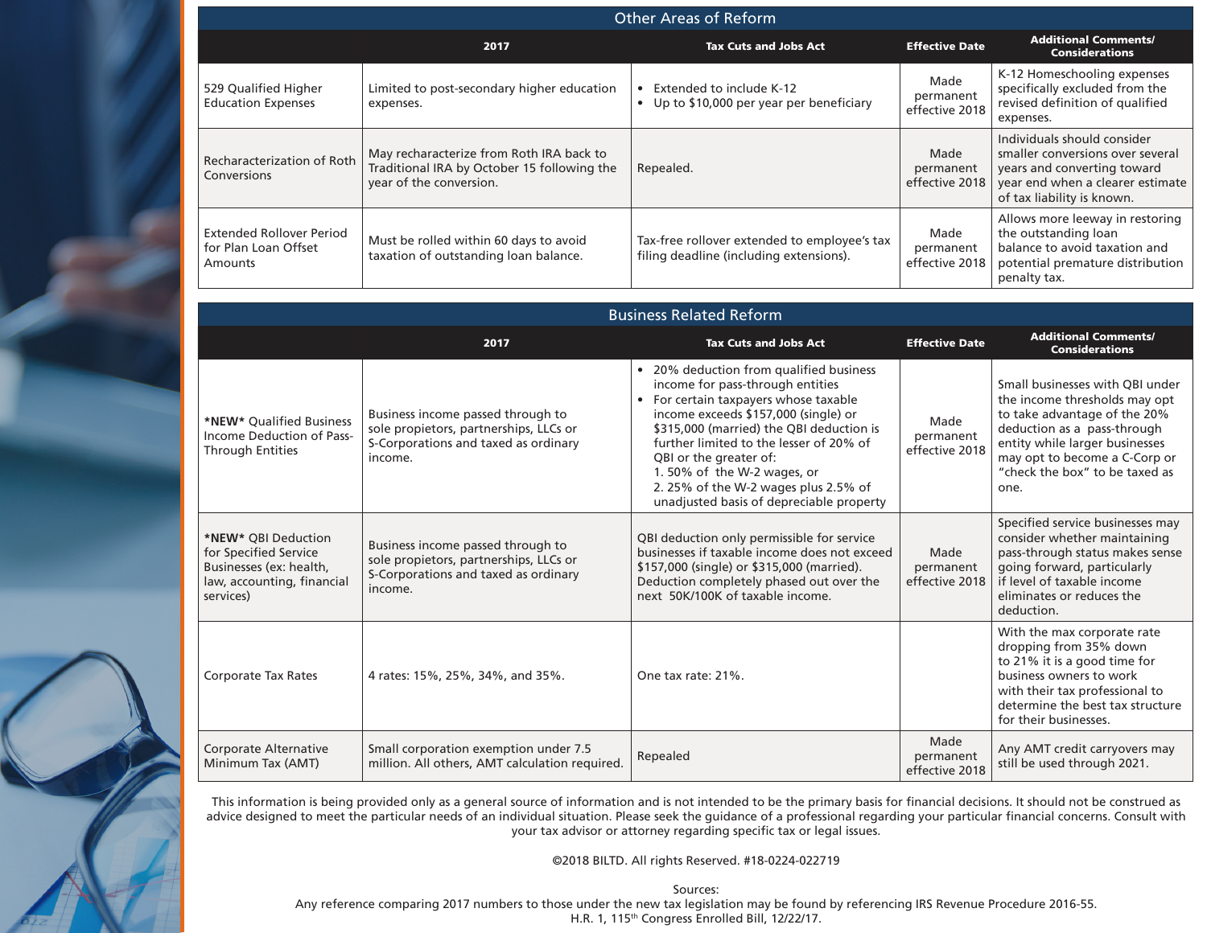## Other Areas of Reform

| | 2017 | Tax Cuts and Jobs Act | Effective Date | Additional Comments/ Considerations |
|---|---|---|---|---|
| 529 Qualified Higher Education Expenses | Limited to post-secondary higher education expenses. | • Extended to include K-12 • Up to $10,000 per year per beneficiary | Made permanent effective 2018 | K-12 Homeschooling expenses specifically excluded from the revised definition of qualified expenses. |
| Recharacterization of Roth Conversions | May recharacterize from Roth IRA back to Traditional IRA by October 15 following the year of the conversion. | Repealed. | Made permanent effective 2018 | Individuals should consider smaller conversions over several years and converting toward year end when a clearer estimate of tax liability is known. |
| Extended Rollover Period for Plan Loan Offset Amounts | Must be rolled within 60 days to avoid taxation of outstanding loan balance. | Tax-free rollover extended to employee's tax filing deadline (including extensions). | Made permanent effective 2018 | Allows more leeway in restoring the outstanding loan balance to avoid taxation and potential premature distribution penalty tax. |

## Business Related Reform

| | 2017 | Tax Cuts and Jobs Act | Effective Date | Additional Comments/ Considerations |
|---|---|---|---|---|
| **\*NEW\*** Qualified Business Income Deduction of Pass-Through Entities | Business income passed through to sole propietors, partnerships, LLCs or S-Corporations and taxed as ordinary income. | • 20% deduction from qualified business income for pass-through entities • For certain taxpayers whose taxable income exceeds $157,000 (single) or $315,000 (married) the QBI deduction is further limited to the lesser of 20% of QBI or the greater of: 1. 50% of the W-2 wages, or 2. 25% of the W-2 wages plus 2.5% of unadjusted basis of depreciable property | Made permanent effective 2018 | Small businesses with QBI under the income thresholds may opt to take advantage of the 20% deduction as a pass-through entity while larger businesses may opt to become a C-Corp or "check the box" to be taxed as one. |
| **\*NEW\*** QBI Deduction for Specified Service Businesses (ex: health, law, accounting, financial services) | Business income passed through to sole propietors, partnerships, LLCs or S-Corporations and taxed as ordinary income. | QBI deduction only permissible for service businesses if taxable income does not exceed $157,000 (single) or $315,000 (married). Deduction completely phased out over the next 50K/100K of taxable income. | Made permanent effective 2018 | Specified service businesses may consider whether maintaining pass-through status makes sense going forward, particularly if level of taxable income eliminates or reduces the deduction. |
| Corporate Tax Rates | 4 rates: 15%, 25%, 34%, and 35%. | One tax rate: 21%. | | With the max corporate rate dropping from 35% down to 21% it is a good time for business owners to work with their tax professional to determine the best tax structure for their businesses. |
| Corporate Alternative Minimum Tax (AMT) | Small corporation exemption under 7.5 million. All others, AMT calculation required. | Repealed | Made permanent effective 2018 | Any AMT credit carryovers may still be used through 2021. |

This information is being provided only as a general source of information and is not intended to be the primary basis for financial decisions. It should not be construed as advice designed to meet the particular needs of an individual situation. Please seek the guidance of a professional regarding your particular financial concerns. Consult with your tax advisor or attorney regarding specific tax or legal issues.

©2018 BILTD. All rights Reserved. #18-0224-022719

Sources:
Any reference comparing 2017 numbers to those under the new tax legislation may be found by referencing IRS Revenue Procedure 2016-55.
H.R. 1, 115th Congress Enrolled Bill, 12/22/17.